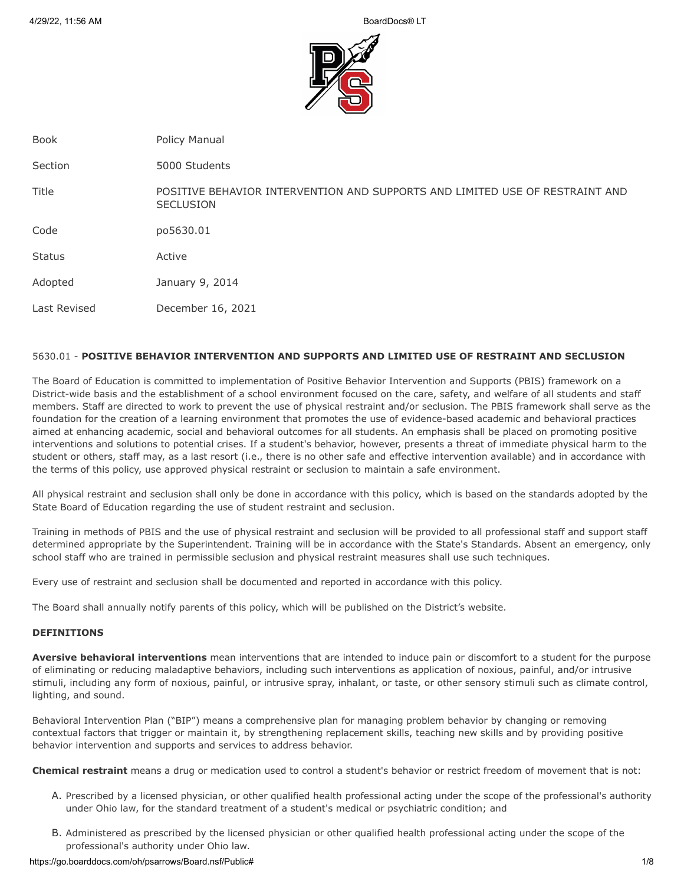| Book | Policy Manual |
| --- | --- |
| Section | 5000 Students |
| Title | POSITIVE BEHAVIOR INTERVENTION AND SUPPORTS AND LIMITED USE OF RESTRAINT AND SECLUSION |
| Code | po5630.01 |
| Status | Active |
| Adopted | January 9, 2014 |
| Last Revised | December 16, 2021 |

5630.01 - **POSITIVE BEHAVIOR INTERVENTION AND SUPPORTS AND LIMITED USE OF RESTRAINT AND SECLUSION**

The Board of Education is committed to implementation of Positive Behavior Intervention and Supports (PBIS) framework on a District-wide basis and the establishment of a school environment focused on the care, safety, and welfare of all students and staff members. Staff are directed to work to prevent the use of physical restraint and/or seclusion. The PBIS framework shall serve as the foundation for the creation of a learning environment that promotes the use of evidence-based academic and behavioral practices aimed at enhancing academic, social and behavioral outcomes for all students. An emphasis shall be placed on promoting positive interventions and solutions to potential crises. If a student's behavior, however, presents a threat of immediate physical harm to the student or others, staff may, as a last resort (i.e., there is no other safe and effective intervention available) and in accordance with the terms of this policy, use approved physical restraint or seclusion to maintain a safe environment.

All physical restraint and seclusion shall only be done in accordance with this policy, which is based on the standards adopted by the State Board of Education regarding the use of student restraint and seclusion.

Training in methods of PBIS and the use of physical restraint and seclusion will be provided to all professional staff and support staff determined appropriate by the Superintendent. Training will be in accordance with the State's Standards. Absent an emergency, only school staff who are trained in permissible seclusion and physical restraint measures shall use such techniques.

Every use of restraint and seclusion shall be documented and reported in accordance with this policy.

The Board shall annually notify parents of this policy, which will be published on the District's website.

**DEFINITIONS**

**Aversive behavioral interventions** mean interventions that are intended to induce pain or discomfort to a student for the purpose of eliminating or reducing maladaptive behaviors, including such interventions as application of noxious, painful, and/or intrusive stimuli, including any form of noxious, painful, or intrusive spray, inhalant, or taste, or other sensory stimuli such as climate control, lighting, and sound.

Behavioral Intervention Plan ("BIP") means a comprehensive plan for managing problem behavior by changing or removing contextual factors that trigger or maintain it, by strengthening replacement skills, teaching new skills and by providing positive behavior intervention and supports and services to address behavior.

**Chemical restraint** means a drug or medication used to control a student's behavior or restrict freedom of movement that is not:

A. Prescribed by a licensed physician, or other qualified health professional acting under the scope of the professional's authority under Ohio law, for the standard treatment of a student's medical or psychiatric condition; and

B. Administered as prescribed by the licensed physician or other qualified health professional acting under the scope of the professional's authority under Ohio law.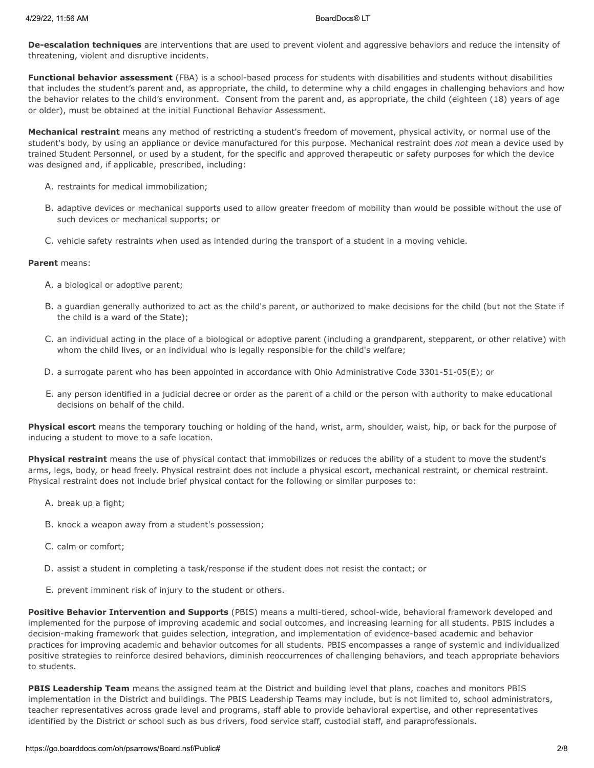**De-escalation techniques** are interventions that are used to prevent violent and aggressive behaviors and reduce the intensity of threatening, violent and disruptive incidents.

**Functional behavior assessment** (FBA) is a school-based process for students with disabilities and students without disabilities that includes the student's parent and, as appropriate, the child, to determine why a child engages in challenging behaviors and how the behavior relates to the child's environment. Consent from the parent and, as appropriate, the child (eighteen (18) years of age or older), must be obtained at the initial Functional Behavior Assessment.

**Mechanical restraint** means any method of restricting a student's freedom of movement, physical activity, or normal use of the student's body, by using an appliance or device manufactured for this purpose. Mechanical restraint does *not* mean a device used by trained Student Personnel, or used by a student, for the specific and approved therapeutic or safety purposes for which the device was designed and, if applicable, prescribed, including:

A. restraints for medical immobilization;

B. adaptive devices or mechanical supports used to allow greater freedom of mobility than would be possible without the use of such devices or mechanical supports; or

C. vehicle safety restraints when used as intended during the transport of a student in a moving vehicle.

**Parent** means:

A. a biological or adoptive parent;

B. a guardian generally authorized to act as the child's parent, or authorized to make decisions for the child (but not the State if the child is a ward of the State);

C. an individual acting in the place of a biological or adoptive parent (including a grandparent, stepparent, or other relative) with whom the child lives, or an individual who is legally responsible for the child's welfare;

D. a surrogate parent who has been appointed in accordance with Ohio Administrative Code 3301-51-05(E); or

E. any person identified in a judicial decree or order as the parent of a child or the person with authority to make educational decisions on behalf of the child.

**Physical escort** means the temporary touching or holding of the hand, wrist, arm, shoulder, waist, hip, or back for the purpose of inducing a student to move to a safe location.

**Physical restraint** means the use of physical contact that immobilizes or reduces the ability of a student to move the student's arms, legs, body, or head freely. Physical restraint does not include a physical escort, mechanical restraint, or chemical restraint. Physical restraint does not include brief physical contact for the following or similar purposes to:

A. break up a fight;

B. knock a weapon away from a student's possession;

C. calm or comfort;

D. assist a student in completing a task/response if the student does not resist the contact; or

E. prevent imminent risk of injury to the student or others.

**Positive Behavior Intervention and Supports** (PBIS) means a multi-tiered, school-wide, behavioral framework developed and implemented for the purpose of improving academic and social outcomes, and increasing learning for all students. PBIS includes a decision-making framework that guides selection, integration, and implementation of evidence-based academic and behavior practices for improving academic and behavior outcomes for all students. PBIS encompasses a range of systemic and individualized positive strategies to reinforce desired behaviors, diminish reoccurrences of challenging behaviors, and teach appropriate behaviors to students.

**PBIS Leadership Team** means the assigned team at the District and building level that plans, coaches and monitors PBIS implementation in the District and buildings. The PBIS Leadership Teams may include, but is not limited to, school administrators, teacher representatives across grade level and programs, staff able to provide behavioral expertise, and other representatives identified by the District or school such as bus drivers, food service staff, custodial staff, and paraprofessionals.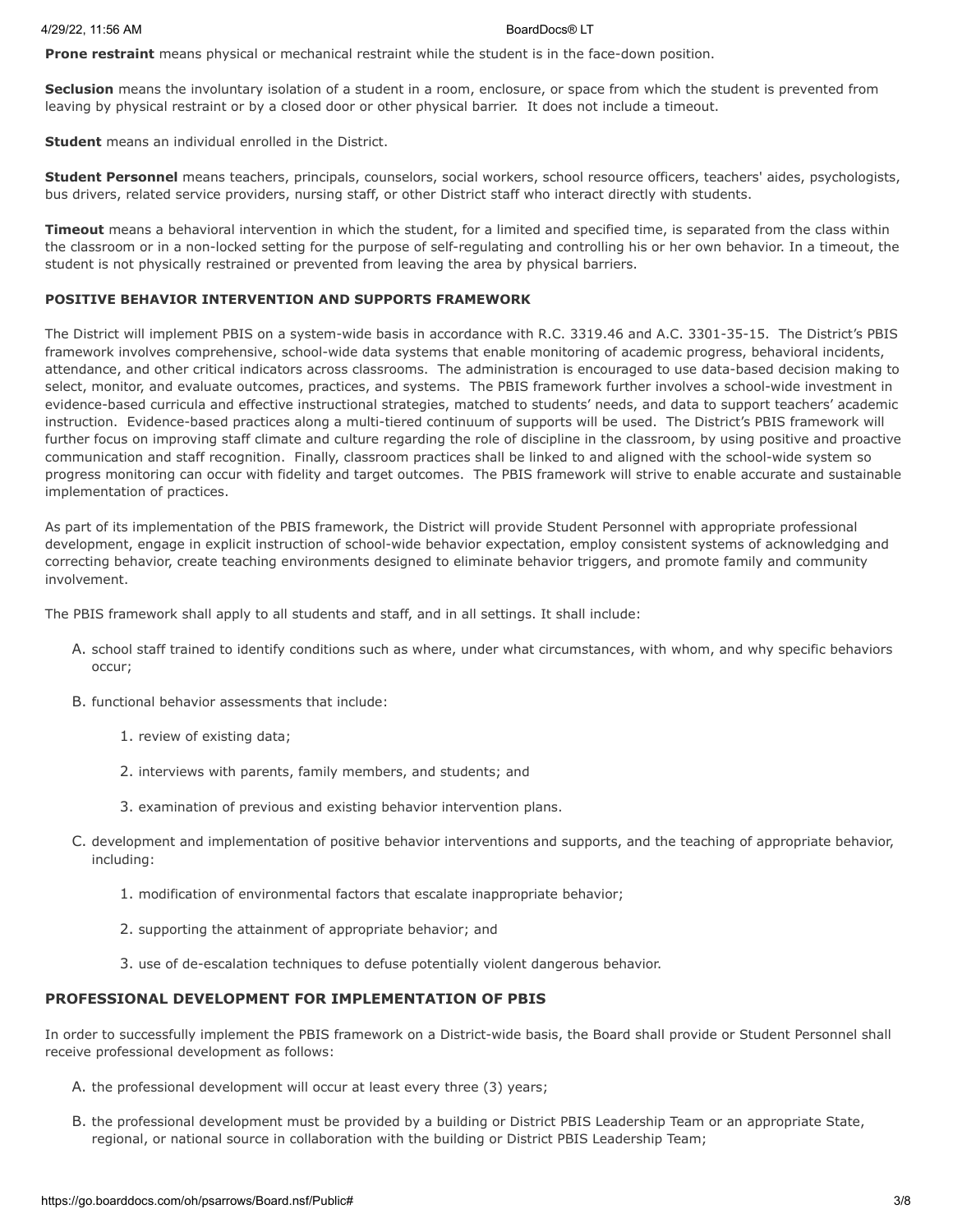**Prone restraint** means physical or mechanical restraint while the student is in the face-down position.

**Seclusion** means the involuntary isolation of a student in a room, enclosure, or space from which the student is prevented from leaving by physical restraint or by a closed door or other physical barrier. It does not include a timeout.

**Student** means an individual enrolled in the District.

**Student Personnel** means teachers, principals, counselors, social workers, school resource officers, teachers' aides, psychologists, bus drivers, related service providers, nursing staff, or other District staff who interact directly with students.

**Timeout** means a behavioral intervention in which the student, for a limited and specified time, is separated from the class within the classroom or in a non-locked setting for the purpose of self-regulating and controlling his or her own behavior. In a timeout, the student is not physically restrained or prevented from leaving the area by physical barriers.

### POSITIVE BEHAVIOR INTERVENTION AND SUPPORTS FRAMEWORK

The District will implement PBIS on a system-wide basis in accordance with R.C. 3319.46 and A.C. 3301-35-15. The District's PBIS framework involves comprehensive, school-wide data systems that enable monitoring of academic progress, behavioral incidents, attendance, and other critical indicators across classrooms. The administration is encouraged to use data-based decision making to select, monitor, and evaluate outcomes, practices, and systems. The PBIS framework further involves a school-wide investment in evidence-based curricula and effective instructional strategies, matched to students' needs, and data to support teachers' academic instruction. Evidence-based practices along a multi-tiered continuum of supports will be used. The District's PBIS framework will further focus on improving staff climate and culture regarding the role of discipline in the classroom, by using positive and proactive communication and staff recognition. Finally, classroom practices shall be linked to and aligned with the school-wide system so progress monitoring can occur with fidelity and target outcomes. The PBIS framework will strive to enable accurate and sustainable implementation of practices.

As part of its implementation of the PBIS framework, the District will provide Student Personnel with appropriate professional development, engage in explicit instruction of school-wide behavior expectation, employ consistent systems of acknowledging and correcting behavior, create teaching environments designed to eliminate behavior triggers, and promote family and community involvement.

The PBIS framework shall apply to all students and staff, and in all settings. It shall include:

A. school staff trained to identify conditions such as where, under what circumstances, with whom, and why specific behaviors occur;

B. functional behavior assessments that include:

   1. review of existing data;

   2. interviews with parents, family members, and students; and

   3. examination of previous and existing behavior intervention plans.

C. development and implementation of positive behavior interventions and supports, and the teaching of appropriate behavior, including:

   1. modification of environmental factors that escalate inappropriate behavior;

   2. supporting the attainment of appropriate behavior; and

   3. use of de-escalation techniques to defuse potentially violent dangerous behavior.

### PROFESSIONAL DEVELOPMENT FOR IMPLEMENTATION OF PBIS

In order to successfully implement the PBIS framework on a District-wide basis, the Board shall provide or Student Personnel shall receive professional development as follows:

A. the professional development will occur at least every three (3) years;

B. the professional development must be provided by a building or District PBIS Leadership Team or an appropriate State, regional, or national source in collaboration with the building or District PBIS Leadership Team;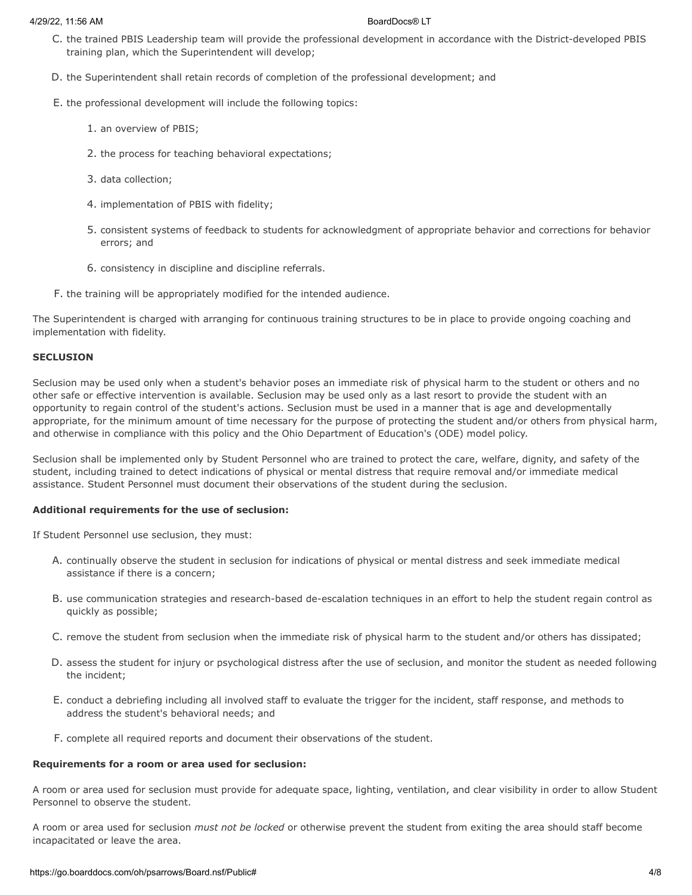C. the trained PBIS Leadership team will provide the professional development in accordance with the District-developed PBIS training plan, which the Superintendent will develop;

D. the Superintendent shall retain records of completion of the professional development; and

E. the professional development will include the following topics:

   1. an overview of PBIS;

   2. the process for teaching behavioral expectations;

   3. data collection;

   4. implementation of PBIS with fidelity;

   5. consistent systems of feedback to students for acknowledgment of appropriate behavior and corrections for behavior errors; and

   6. consistency in discipline and discipline referrals.

F. the training will be appropriately modified for the intended audience.

The Superintendent is charged with arranging for continuous training structures to be in place to provide ongoing coaching and implementation with fidelity.

**SECLUSION**

Seclusion may be used only when a student's behavior poses an immediate risk of physical harm to the student or others and no other safe or effective intervention is available. Seclusion may be used only as a last resort to provide the student with an opportunity to regain control of the student's actions. Seclusion must be used in a manner that is age and developmentally appropriate, for the minimum amount of time necessary for the purpose of protecting the student and/or others from physical harm, and otherwise in compliance with this policy and the Ohio Department of Education's (ODE) model policy.

Seclusion shall be implemented only by Student Personnel who are trained to protect the care, welfare, dignity, and safety of the student, including trained to detect indications of physical or mental distress that require removal and/or immediate medical assistance. Student Personnel must document their observations of the student during the seclusion.

**Additional requirements for the use of seclusion:**

If Student Personnel use seclusion, they must:

A. continually observe the student in seclusion for indications of physical or mental distress and seek immediate medical assistance if there is a concern;

B. use communication strategies and research-based de-escalation techniques in an effort to help the student regain control as quickly as possible;

C. remove the student from seclusion when the immediate risk of physical harm to the student and/or others has dissipated;

D. assess the student for injury or psychological distress after the use of seclusion, and monitor the student as needed following the incident;

E. conduct a debriefing including all involved staff to evaluate the trigger for the incident, staff response, and methods to address the student's behavioral needs; and

F. complete all required reports and document their observations of the student.

**Requirements for a room or area used for seclusion:**

A room or area used for seclusion must provide for adequate space, lighting, ventilation, and clear visibility in order to allow Student Personnel to observe the student.

A room or area used for seclusion *must not be locked* or otherwise prevent the student from exiting the area should staff become incapacitated or leave the area.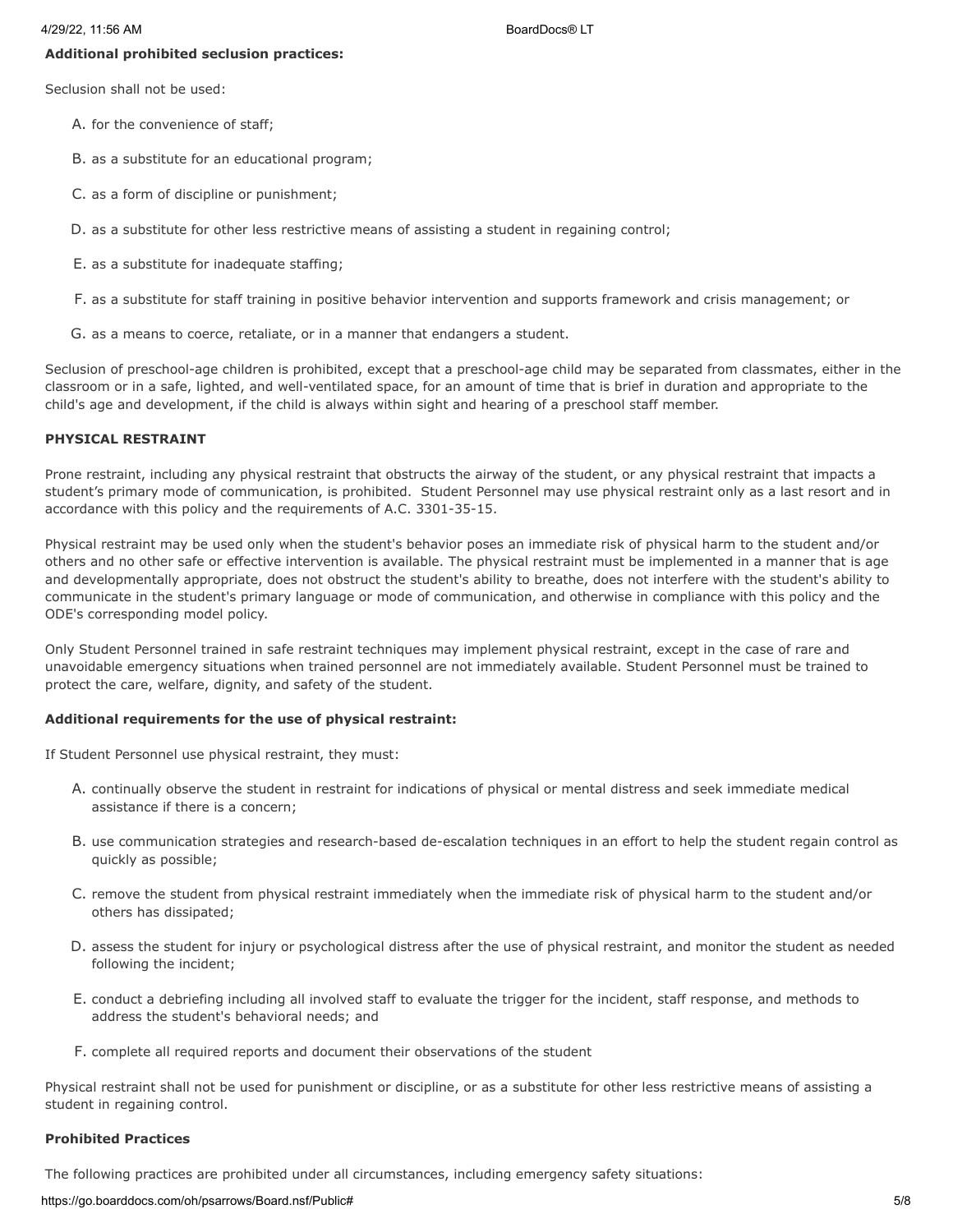**Additional prohibited seclusion practices:**

Seclusion shall not be used:

A. for the convenience of staff;

B. as a substitute for an educational program;

C. as a form of discipline or punishment;

D. as a substitute for other less restrictive means of assisting a student in regaining control;

E. as a substitute for inadequate staffing;

F. as a substitute for staff training in positive behavior intervention and supports framework and crisis management; or

G. as a means to coerce, retaliate, or in a manner that endangers a student.

Seclusion of preschool-age children is prohibited, except that a preschool-age child may be separated from classmates, either in the classroom or in a safe, lighted, and well-ventilated space, for an amount of time that is brief in duration and appropriate to the child's age and development, if the child is always within sight and hearing of a preschool staff member.

**PHYSICAL RESTRAINT**

Prone restraint, including any physical restraint that obstructs the airway of the student, or any physical restraint that impacts a student's primary mode of communication, is prohibited. Student Personnel may use physical restraint only as a last resort and in accordance with this policy and the requirements of A.C. 3301-35-15.

Physical restraint may be used only when the student's behavior poses an immediate risk of physical harm to the student and/or others and no other safe or effective intervention is available. The physical restraint must be implemented in a manner that is age and developmentally appropriate, does not obstruct the student's ability to breathe, does not interfere with the student's ability to communicate in the student's primary language or mode of communication, and otherwise in compliance with this policy and the ODE's corresponding model policy.

Only Student Personnel trained in safe restraint techniques may implement physical restraint, except in the case of rare and unavoidable emergency situations when trained personnel are not immediately available. Student Personnel must be trained to protect the care, welfare, dignity, and safety of the student.

**Additional requirements for the use of physical restraint:**

If Student Personnel use physical restraint, they must:

A. continually observe the student in restraint for indications of physical or mental distress and seek immediate medical assistance if there is a concern;

B. use communication strategies and research-based de-escalation techniques in an effort to help the student regain control as quickly as possible;

C. remove the student from physical restraint immediately when the immediate risk of physical harm to the student and/or others has dissipated;

D. assess the student for injury or psychological distress after the use of physical restraint, and monitor the student as needed following the incident;

E. conduct a debriefing including all involved staff to evaluate the trigger for the incident, staff response, and methods to address the student's behavioral needs; and

F. complete all required reports and document their observations of the student

Physical restraint shall not be used for punishment or discipline, or as a substitute for other less restrictive means of assisting a student in regaining control.

**Prohibited Practices**

The following practices are prohibited under all circumstances, including emergency safety situations: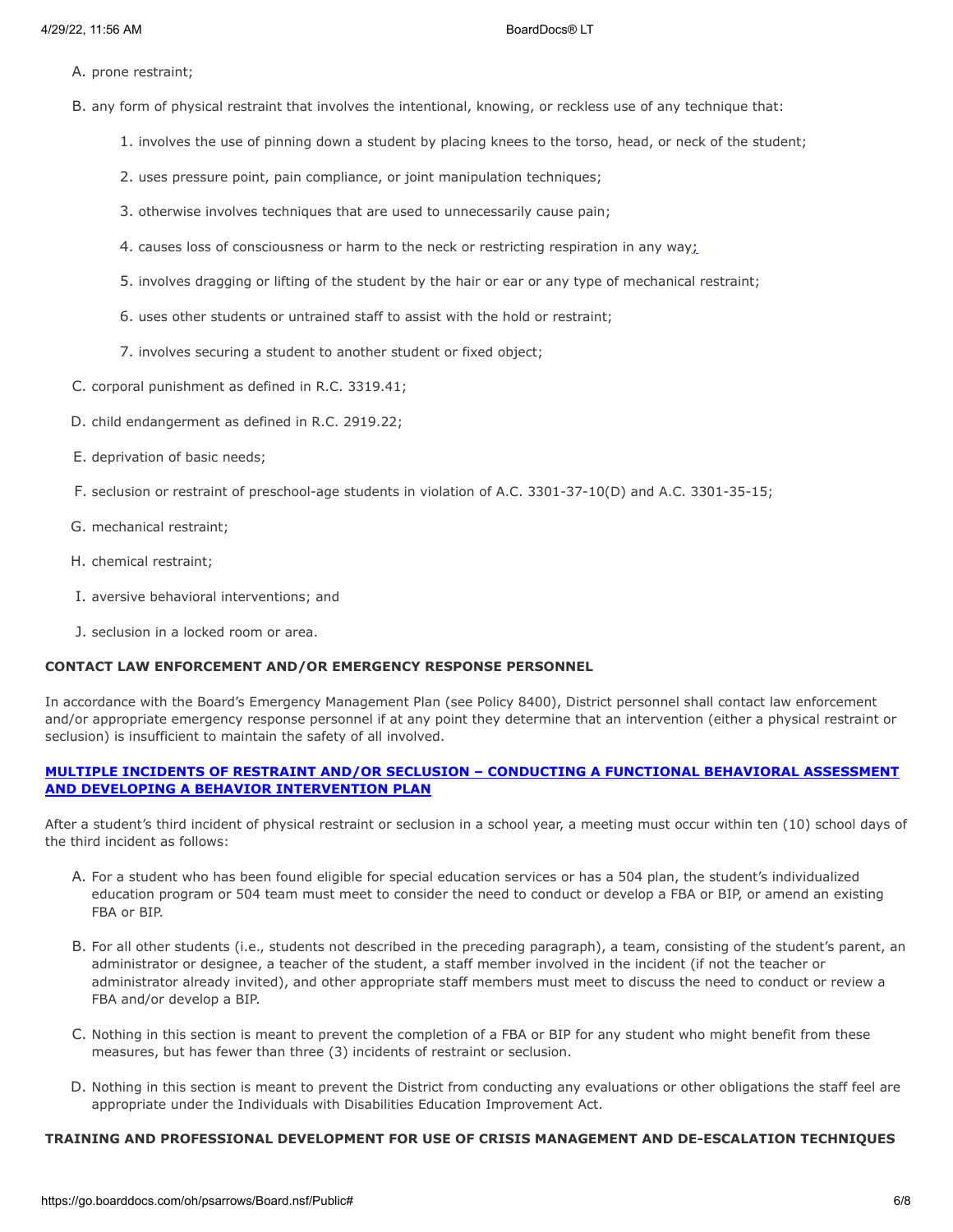A. prone restraint;

B. any form of physical restraint that involves the intentional, knowing, or reckless use of any technique that:

1. involves the use of pinning down a student by placing knees to the torso, head, or neck of the student;
2. uses pressure point, pain compliance, or joint manipulation techniques;
3. otherwise involves techniques that are used to unnecessarily cause pain;
4. causes loss of consciousness or harm to the neck or restricting respiration in any way;
5. involves dragging or lifting of the student by the hair or ear or any type of mechanical restraint;
6. uses other students or untrained staff to assist with the hold or restraint;
7. involves securing a student to another student or fixed object;

C. corporal punishment as defined in R.C. 3319.41;

D. child endangerment as defined in R.C. 2919.22;

E. deprivation of basic needs;

F. seclusion or restraint of preschool-age students in violation of A.C. 3301-37-10(D) and A.C. 3301-35-15;

G. mechanical restraint;

H. chemical restraint;

I. aversive behavioral interventions; and

J. seclusion in a locked room or area.

**CONTACT LAW ENFORCEMENT AND/OR EMERGENCY RESPONSE PERSONNEL**

In accordance with the Board's Emergency Management Plan (see Policy 8400), District personnel shall contact law enforcement and/or appropriate emergency response personnel if at any point they determine that an intervention (either a physical restraint or seclusion) is insufficient to maintain the safety of all involved.

**MULTIPLE INCIDENTS OF RESTRAINT AND/OR SECLUSION – CONDUCTING A FUNCTIONAL BEHAVIORAL ASSESSMENT AND DEVELOPING A BEHAVIOR INTERVENTION PLAN**

After a student's third incident of physical restraint or seclusion in a school year, a meeting must occur within ten (10) school days of the third incident as follows:

A. For a student who has been found eligible for special education services or has a 504 plan, the student's individualized education program or 504 team must meet to consider the need to conduct or develop a FBA or BIP, or amend an existing FBA or BIP.

B. For all other students (i.e., students not described in the preceding paragraph), a team, consisting of the student's parent, an administrator or designee, a teacher of the student, a staff member involved in the incident (if not the teacher or administrator already invited), and other appropriate staff members must meet to discuss the need to conduct or review a FBA and/or develop a BIP.

C. Nothing in this section is meant to prevent the completion of a FBA or BIP for any student who might benefit from these measures, but has fewer than three (3) incidents of restraint or seclusion.

D. Nothing in this section is meant to prevent the District from conducting any evaluations or other obligations the staff feel are appropriate under the Individuals with Disabilities Education Improvement Act.

**TRAINING AND PROFESSIONAL DEVELOPMENT FOR USE OF CRISIS MANAGEMENT AND DE-ESCALATION TECHNIQUES**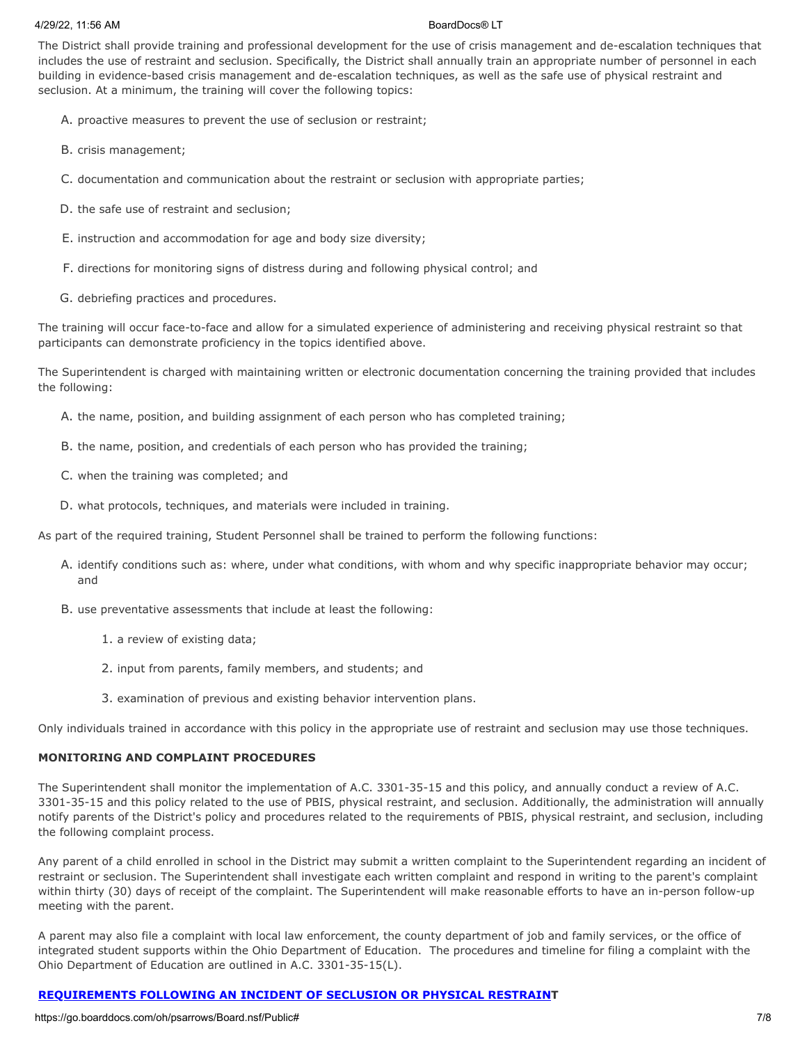The District shall provide training and professional development for the use of crisis management and de-escalation techniques that includes the use of restraint and seclusion. Specifically, the District shall annually train an appropriate number of personnel in each building in evidence-based crisis management and de-escalation techniques, as well as the safe use of physical restraint and seclusion. At a minimum, the training will cover the following topics:

A. proactive measures to prevent the use of seclusion or restraint;

B. crisis management;

C. documentation and communication about the restraint or seclusion with appropriate parties;

D. the safe use of restraint and seclusion;

E. instruction and accommodation for age and body size diversity;

F. directions for monitoring signs of distress during and following physical control; and

G. debriefing practices and procedures.

The training will occur face-to-face and allow for a simulated experience of administering and receiving physical restraint so that participants can demonstrate proficiency in the topics identified above.

The Superintendent is charged with maintaining written or electronic documentation concerning the training provided that includes the following:

A. the name, position, and building assignment of each person who has completed training;

B. the name, position, and credentials of each person who has provided the training;

C. when the training was completed; and

D. what protocols, techniques, and materials were included in training.

As part of the required training, Student Personnel shall be trained to perform the following functions:

A. identify conditions such as: where, under what conditions, with whom and why specific inappropriate behavior may occur; and

B. use preventative assessments that include at least the following:

   1. a review of existing data;

   2. input from parents, family members, and students; and

   3. examination of previous and existing behavior intervention plans.

Only individuals trained in accordance with this policy in the appropriate use of restraint and seclusion may use those techniques.

**MONITORING AND COMPLAINT PROCEDURES**

The Superintendent shall monitor the implementation of A.C. 3301-35-15 and this policy, and annually conduct a review of A.C. 3301-35-15 and this policy related to the use of PBIS, physical restraint, and seclusion. Additionally, the administration will annually notify parents of the District's policy and procedures related to the requirements of PBIS, physical restraint, and seclusion, including the following complaint process.

Any parent of a child enrolled in school in the District may submit a written complaint to the Superintendent regarding an incident of restraint or seclusion. The Superintendent shall investigate each written complaint and respond in writing to the parent's complaint within thirty (30) days of receipt of the complaint. The Superintendent will make reasonable efforts to have an in-person follow-up meeting with the parent.

A parent may also file a complaint with local law enforcement, the county department of job and family services, or the office of integrated student supports within the Ohio Department of Education. The procedures and timeline for filing a complaint with the Ohio Department of Education are outlined in A.C. 3301-35-15(L).

**REQUIREMENTS FOLLOWING AN INCIDENT OF SECLUSION OR PHYSICAL RESTRAINT**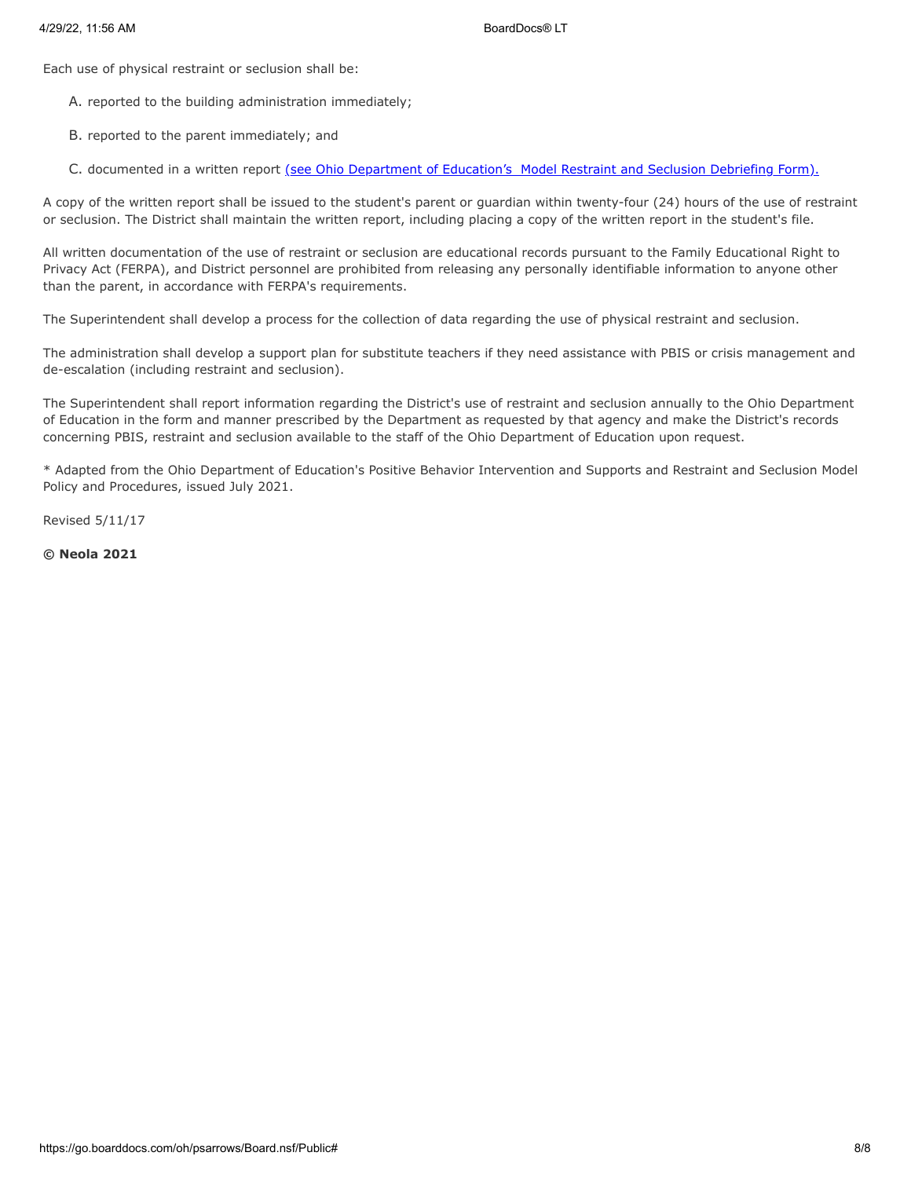Each use of physical restraint or seclusion shall be:

A. reported to the building administration immediately;

B. reported to the parent immediately; and

C. documented in a written report (see Ohio Department of Education's  Model Restraint and Seclusion Debriefing Form).

A copy of the written report shall be issued to the student's parent or guardian within twenty-four (24) hours of the use of restraint or seclusion. The District shall maintain the written report, including placing a copy of the written report in the student's file.

All written documentation of the use of restraint or seclusion are educational records pursuant to the Family Educational Right to Privacy Act (FERPA), and District personnel are prohibited from releasing any personally identifiable information to anyone other than the parent, in accordance with FERPA's requirements.

The Superintendent shall develop a process for the collection of data regarding the use of physical restraint and seclusion.

The administration shall develop a support plan for substitute teachers if they need assistance with PBIS or crisis management and de-escalation (including restraint and seclusion).

The Superintendent shall report information regarding the District's use of restraint and seclusion annually to the Ohio Department of Education in the form and manner prescribed by the Department as requested by that agency and make the District's records concerning PBIS, restraint and seclusion available to the staff of the Ohio Department of Education upon request.

* Adapted from the Ohio Department of Education's Positive Behavior Intervention and Supports and Restraint and Seclusion Model Policy and Procedures, issued July 2021.

Revised 5/11/17

**© Neola 2021**